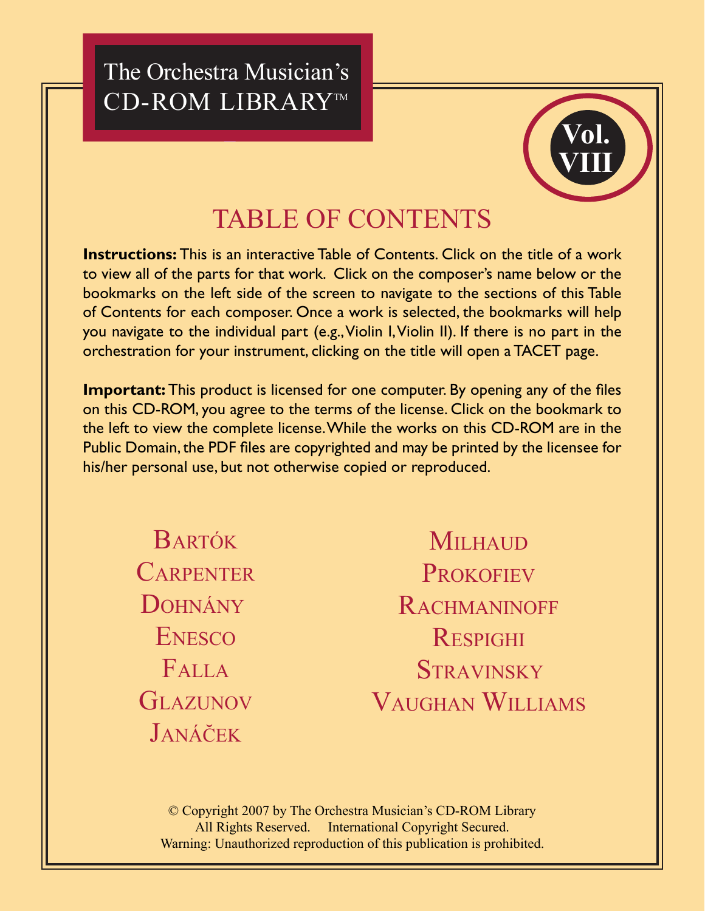The Orchestra Musician's CD-ROM LIBRARY™

Vol. VIII

# TABLE OF CONTENTS

**Instructions:** This is an interactive Table of Contents. Click on the title of a work to view all of the parts for that work. Click on the composer's name below or the bookmarks on the left side of the screen to navigate to the sections of this Table of Contents for each composer. Once a work is selected, the bookmarks will help you navigate to the individual part (e.g., Violin I, Violin II). If there is no part in the orchestration for your instrument, clicking on the title will open a TACET page.

**Important:** This product is licensed for one computer. By opening any of the files on this CD-ROM, you agree to the terms of the license. Click on the bookmark to the left to view the complete license. While the works on this CD-ROM are in the Public Domain, the PDF files are copyrighted and may be printed by the licensee for his/her personal use, but not otherwise copied or reproduced.

BARTÓK
CARPENTER
DOHNÁNY
ENESCO
FALLA
GLAZUNOV
JANÁČEK
MILHAUD
PROKOFIEV
RACHMANINOFF
RESPIGHI
STRAVINSKY
VAUGHAN WILLIAMS

© Copyright 2007 by The Orchestra Musician's CD-ROM Library
All Rights Reserved. International Copyright Secured.
Warning: Unauthorized reproduction of this publication is prohibited.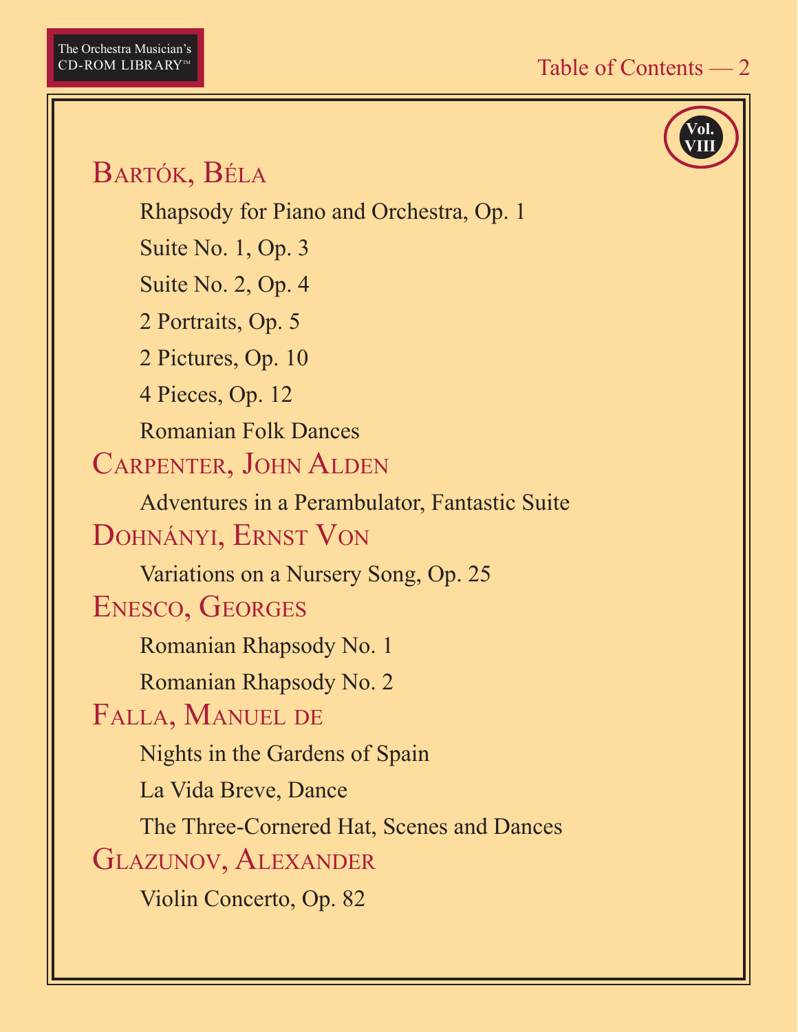Vol. VIII

## Bartók, Béla

Rhapsody for Piano and Orchestra, Op. 1

Suite No. 1, Op. 3

Suite No. 2, Op. 4

2 Portraits, Op. 5

2 Pictures, Op. 10

4 Pieces, Op. 12

Romanian Folk Dances

## Carpenter, John Alden

Adventures in a Perambulator, Fantastic Suite

## Dohnányi, Ernst Von

Variations on a Nursery Song, Op. 25

## Enesco, Georges

Romanian Rhapsody No. 1

Romanian Rhapsody No. 2

## Falla, Manuel de

Nights in the Gardens of Spain

La Vida Breve, Dance

The Three-Cornered Hat, Scenes and Dances

## Glazunov, Alexander

Violin Concerto, Op. 82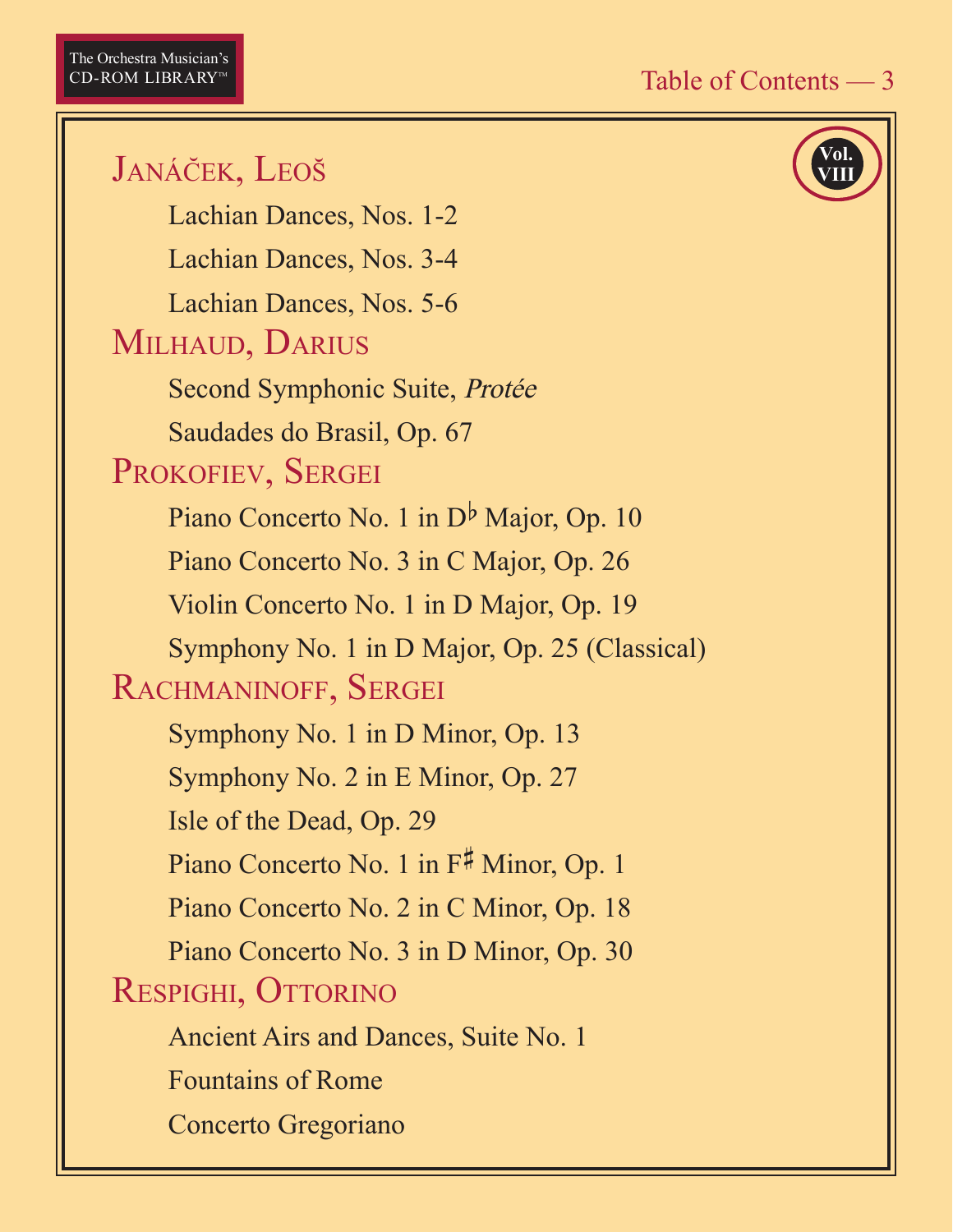## Janáček, Leoš

Lachian Dances, Nos. 1-2

Lachian Dances, Nos. 3-4

Lachian Dances, Nos. 5-6

## Milhaud, Darius

Second Symphonic Suite, *Protée*

Saudades do Brasil, Op. 67

## Prokofiev, Sergei

Piano Concerto No. 1 in D♭ Major, Op. 10

Piano Concerto No. 3 in C Major, Op. 26

Violin Concerto No. 1 in D Major, Op. 19

Symphony No. 1 in D Major, Op. 25 (Classical)

## Rachmaninoff, Sergei

Symphony No. 1 in D Minor, Op. 13

Symphony No. 2 in E Minor, Op. 27

Isle of the Dead, Op. 29

Piano Concerto No. 1 in F♯ Minor, Op. 1

Piano Concerto No. 2 in C Minor, Op. 18

Piano Concerto No. 3 in D Minor, Op. 30

## Respighi, Ottorino

Ancient Airs and Dances, Suite No. 1

Fountains of Rome

Concerto Gregoriano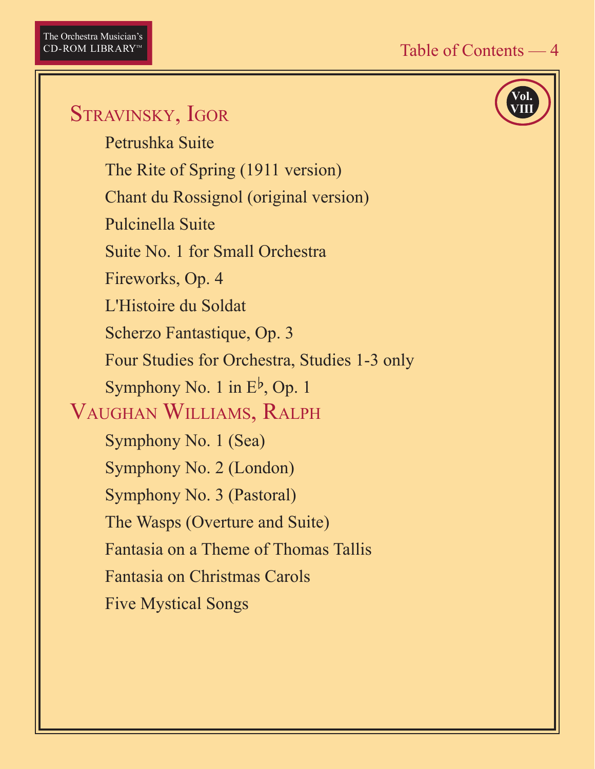Vol. VIII

## Stravinsky, Igor

- Petrushka Suite
- The Rite of Spring (1911 version)
- Chant du Rossignol (original version)
- Pulcinella Suite
- Suite No. 1 for Small Orchestra
- Fireworks, Op. 4
- L'Histoire du Soldat
- Scherzo Fantastique, Op. 3
- Four Studies for Orchestra, Studies 1-3 only
- Symphony No. 1 in E♭, Op. 1

## Vaughan Williams, Ralph

- Symphony No. 1 (Sea)
- Symphony No. 2 (London)
- Symphony No. 3 (Pastoral)
- The Wasps (Overture and Suite)
- Fantasia on a Theme of Thomas Tallis
- Fantasia on Christmas Carols
- Five Mystical Songs